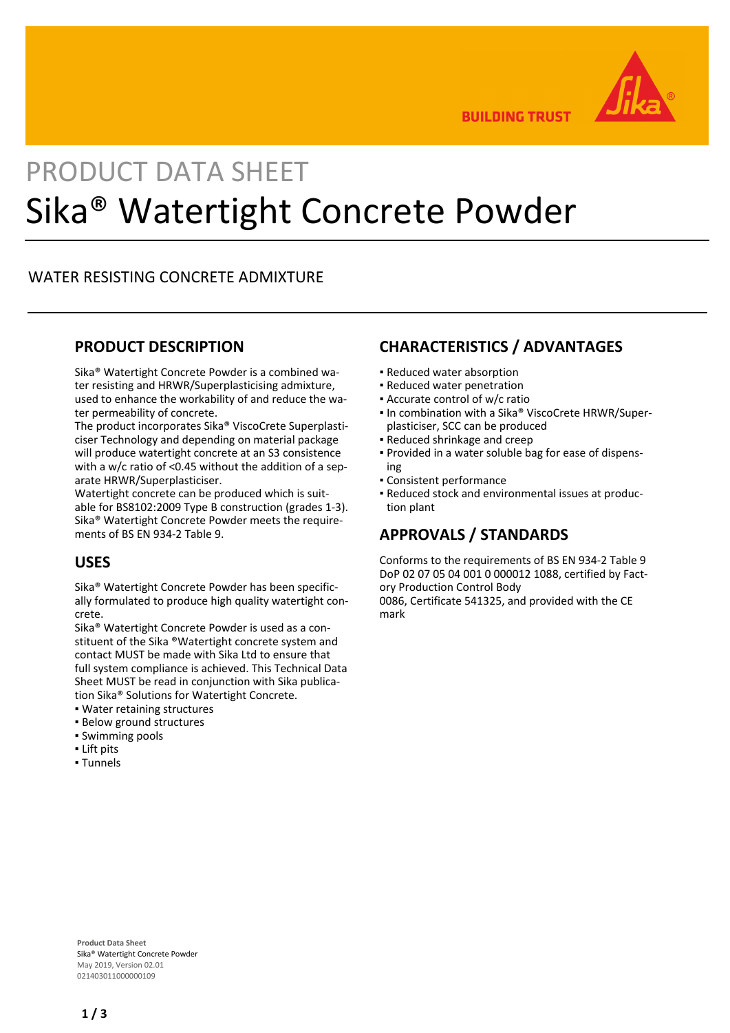BUILDING TRUST

PRODUCT DATA SHEET

# Sika® Watertight Concrete Powder

WATER RESISTING CONCRETE ADMIXTURE

## PRODUCT DESCRIPTION

Sika® Watertight Concrete Powder is a combined water resisting and HRWR/Superplasticising admixture, used to enhance the workability of and reduce the water permeability of concrete.
The product incorporates Sika® ViscoCrete Superplasticiser Technology and depending on material package will produce watertight concrete at an S3 consistence with a w/c ratio of <0.45 without the addition of a separate HRWR/Superplasticiser.
Watertight concrete can be produced which is suitable for BS8102:2009 Type B construction (grades 1-3).
Sika® Watertight Concrete Powder meets the requirements of BS EN 934-2 Table 9.

## USES

Sika® Watertight Concrete Powder has been specifically formulated to produce high quality watertight concrete.
Sika® Watertight Concrete Powder is used as a constituent of the Sika ®Watertight concrete system and contact MUST be made with Sika Ltd to ensure that full system compliance is achieved. This Technical Data Sheet MUST be read in conjunction with Sika publication Sika® Solutions for Watertight Concrete.

- Water retaining structures
- Below ground structures
- Swimming pools
- Lift pits
- Tunnels

## CHARACTERISTICS / ADVANTAGES

- Reduced water absorption
- Reduced water penetration
- Accurate control of w/c ratio
- In combination with a Sika® ViscoCrete HRWR/Superplasticiser, SCC can be produced
- Reduced shrinkage and creep
- Provided in a water soluble bag for ease of dispensing
- Consistent performance
- Reduced stock and environmental issues at production plant

## APPROVALS / STANDARDS

Conforms to the requirements of BS EN 934-2 Table 9
DoP 02 07 05 04 001 0 000012 1088, certified by Factory Production Control Body
0086, Certificate 541325, and provided with the CE mark

**Product Data Sheet**
Sika® Watertight Concrete Powder
May 2019, Version 02.01
021403011000000109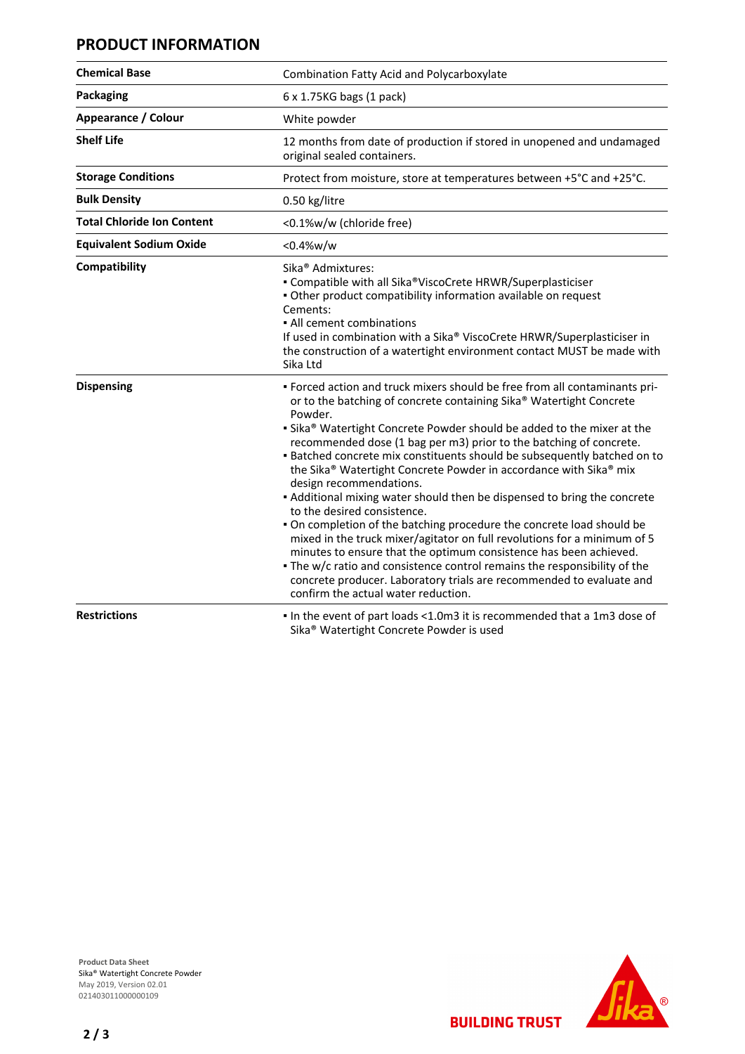## PRODUCT INFORMATION

| | |
|---|---|
| **Chemical Base** | Combination Fatty Acid and Polycarboxylate |
| **Packaging** | 6 x 1.75KG bags (1 pack) |
| **Appearance / Colour** | White powder |
| **Shelf Life** | 12 months from date of production if stored in unopened and undamaged original sealed containers. |
| **Storage Conditions** | Protect from moisture, store at temperatures between +5°C and +25°C. |
| **Bulk Density** | 0.50 kg/litre |
| **Total Chloride Ion Content** | <0.1%w/w (chloride free) |
| **Equivalent Sodium Oxide** | <0.4%w/w |
| **Compatibility** | Sika® Admixtures:<br>▪ Compatible with all Sika®ViscoCrete HRWR/Superplasticiser<br>▪ Other product compatibility information available on request<br>Cements:<br>▪ All cement combinations<br>If used in combination with a Sika® ViscoCrete HRWR/Superplasticiser in the construction of a watertight environment contact MUST be made with Sika Ltd |
| **Dispensing** | ▪ Forced action and truck mixers should be free from all contaminants prior to the batching of concrete containing Sika® Watertight Concrete Powder.<br>▪ Sika® Watertight Concrete Powder should be added to the mixer at the recommended dose (1 bag per m3) prior to the batching of concrete.<br>▪ Batched concrete mix constituents should be subsequently batched on to the Sika® Watertight Concrete Powder in accordance with Sika® mix design recommendations.<br>▪ Additional mixing water should then be dispensed to bring the concrete to the desired consistence.<br>▪ On completion of the batching procedure the concrete load should be mixed in the truck mixer/agitator on full revolutions for a minimum of 5 minutes to ensure that the optimum consistence has been achieved.<br>▪ The w/c ratio and consistence control remains the responsibility of the concrete producer. Laboratory trials are recommended to evaluate and confirm the actual water reduction. |
| **Restrictions** | ▪ In the event of part loads <1.0m3 it is recommended that a 1m3 dose of Sika® Watertight Concrete Powder is used |

**Product Data Sheet**
Sika® Watertight Concrete Powder
May 2019, Version 02.01
021403011000000109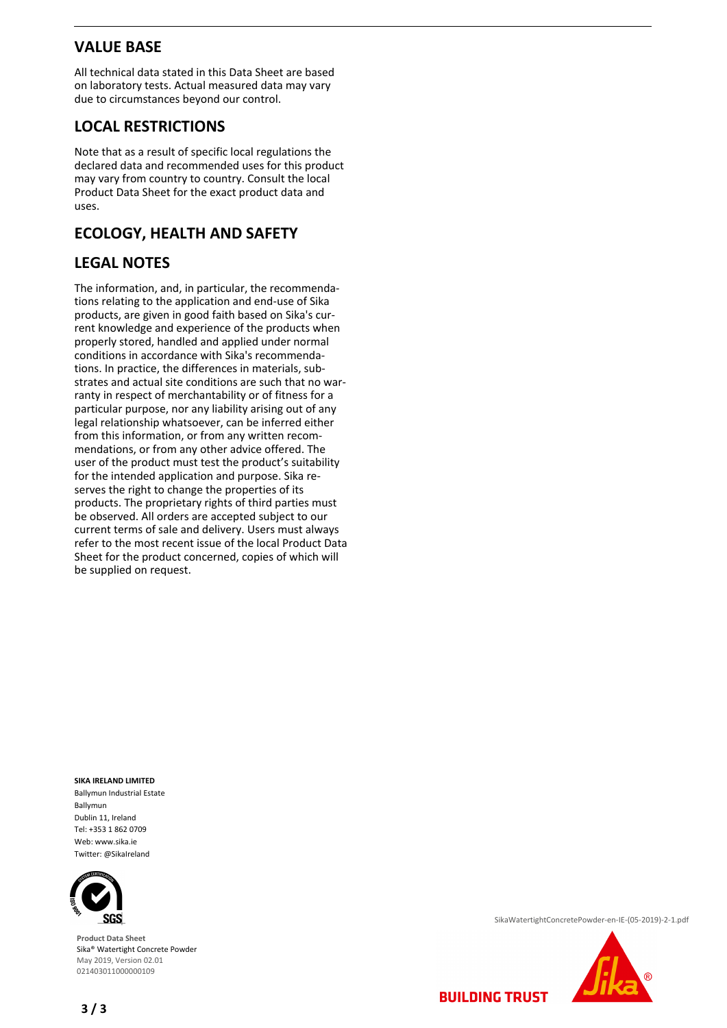## VALUE BASE

All technical data stated in this Data Sheet are based on laboratory tests. Actual measured data may vary due to circumstances beyond our control.

## LOCAL RESTRICTIONS

Note that as a result of specific local regulations the declared data and recommended uses for this product may vary from country to country. Consult the local Product Data Sheet for the exact product data and uses.

## ECOLOGY, HEALTH AND SAFETY

## LEGAL NOTES

The information, and, in particular, the recommendations relating to the application and end-use of Sika products, are given in good faith based on Sika's current knowledge and experience of the products when properly stored, handled and applied under normal conditions in accordance with Sika's recommendations. In practice, the differences in materials, substrates and actual site conditions are such that no warranty in respect of merchantability or of fitness for a particular purpose, nor any liability arising out of any legal relationship whatsoever, can be inferred either from this information, or from any written recommendations, or from any other advice offered. The user of the product must test the product's suitability for the intended application and purpose. Sika reserves the right to change the properties of its products. The proprietary rights of third parties must be observed. All orders are accepted subject to our current terms of sale and delivery. Users must always refer to the most recent issue of the local Product Data Sheet for the product concerned, copies of which will be supplied on request.

**SIKA IRELAND LIMITED**
Ballymun Industrial Estate
Ballymun
Dublin 11, Ireland
Tel: +353 1 862 0709
Web: www.sika.ie
Twitter: @SikaIreland

**Product Data Sheet**
Sika® Watertight Concrete Powder
May 2019, Version 02.01
021403011000000109

SikaWatertightConcretePowder-en-IE-(05-2019)-2-1.pdf